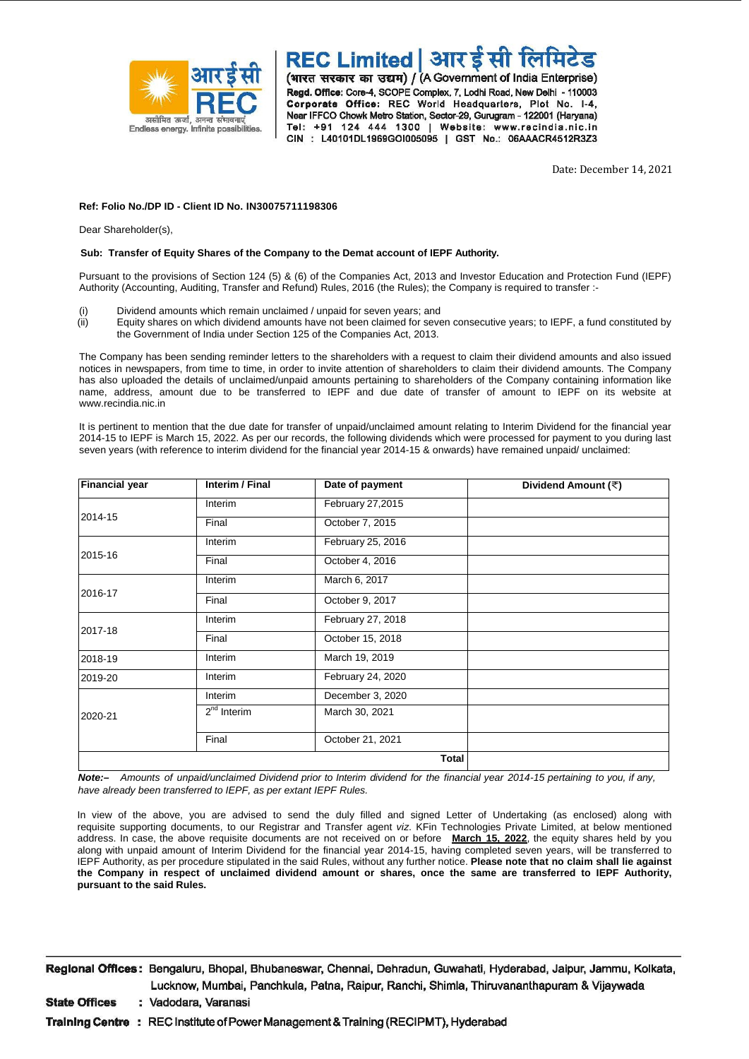# REC Limited | आरईसी लिमिटेड

(भारत सरकार का उद्यम) / (A Government of India Enterprise)

**Regd. Office:** Core-4, SCOPE Complex, 7, Lodhi Road, New Delhi - 110003
**Corporate Office:** REC World Headquarters, Plot No. I-4, Near IFFCO Chowk Metro Station, Sector-29, Gurugram - 122001 (Haryana)
**Tel:** +91 124 444 1300 | **Website:** www.recindia.nic.in
**CIN** : L40101DL1969GOI005095 | **GST No.**: 06AAACR4512R3Z3

असीमित ऊर्जा, अनन्त संभावनाएं
Endless energy. Infinite possibilities.

Date: December 14, 2021

**Ref: Folio No./DP ID - Client ID No. IN30075711198306**

Dear Shareholder(s),

**Sub: Transfer of Equity Shares of the Company to the Demat account of IEPF Authority.**

Pursuant to the provisions of Section 124 (5) & (6) of the Companies Act, 2013 and Investor Education and Protection Fund (IEPF) Authority (Accounting, Auditing, Transfer and Refund) Rules, 2016 (the Rules); the Company is required to transfer :-

(i) Dividend amounts which remain unclaimed / unpaid for seven years; and
(ii) Equity shares on which dividend amounts have not been claimed for seven consecutive years; to IEPF, a fund constituted by the Government of India under Section 125 of the Companies Act, 2013.

The Company has been sending reminder letters to the shareholders with a request to claim their dividend amounts and also issued notices in newspapers, from time to time, in order to invite attention of shareholders to claim their dividend amounts. The Company has also uploaded the details of unclaimed/unpaid amounts pertaining to shareholders of the Company containing information like name, address, amount due to be transferred to IEPF and due date of transfer of amount to IEPF on its website at www.recindia.nic.in

It is pertinent to mention that the due date for transfer of unpaid/unclaimed amount relating to Interim Dividend for the financial year 2014-15 to IEPF is March 15, 2022. As per our records, the following dividends which were processed for payment to you during last seven years (with reference to interim dividend for the financial year 2014-15 & onwards) have remained unpaid/ unclaimed:

| Financial year | Interim / Final | Date of payment | Dividend Amount (₹) |
|---|---|---|---|
| 2014-15 | Interim | February 27,2015 | |
| | Final | October 7, 2015 | |
| 2015-16 | Interim | February 25, 2016 | |
| | Final | October 4, 2016 | |
| 2016-17 | Interim | March 6, 2017 | |
| | Final | October 9, 2017 | |
| 2017-18 | Interim | February 27, 2018 | |
| | Final | October 15, 2018 | |
| 2018-19 | Interim | March 19, 2019 | |
| 2019-20 | Interim | February 24, 2020 | |
| 2020-21 | Interim | December 3, 2020 | |
| | 2nd Interim | March 30, 2021 | |
| | Final | October 21, 2021 | |
| | | **Total** | |

***Note:–*** *Amounts of unpaid/unclaimed Dividend prior to Interim dividend for the financial year 2014-15 pertaining to you, if any, have already been transferred to IEPF, as per extant IEPF Rules.*

In view of the above, you are advised to send the duly filled and signed Letter of Undertaking (as enclosed) along with requisite supporting documents, to our Registrar and Transfer agent *viz.* KFin Technologies Private Limited, at below mentioned address. In case, the above requisite documents are not received on or before **March 15, 2022**, the equity shares held by you along with unpaid amount of Interim Dividend for the financial year 2014-15, having completed seven years, will be transferred to IEPF Authority, as per procedure stipulated in the said Rules, without any further notice. **Please note that no claim shall lie against the Company in respect of unclaimed dividend amount or shares, once the same are transferred to IEPF Authority, pursuant to the said Rules.**

**Regional Offices:** Bengaluru, Bhopal, Bhubaneswar, Chennai, Dehradun, Guwahati, Hyderabad, Jaipur, Jammu, Kolkata, Lucknow, Mumbai, Panchkula, Patna, Raipur, Ranchi, Shimla, Thiruvananthapuram & Vijaywada
**State Offices** : Vadodara, Varanasi
**Training Centre** : REC Institute of Power Management & Training (RECIPMT), Hyderabad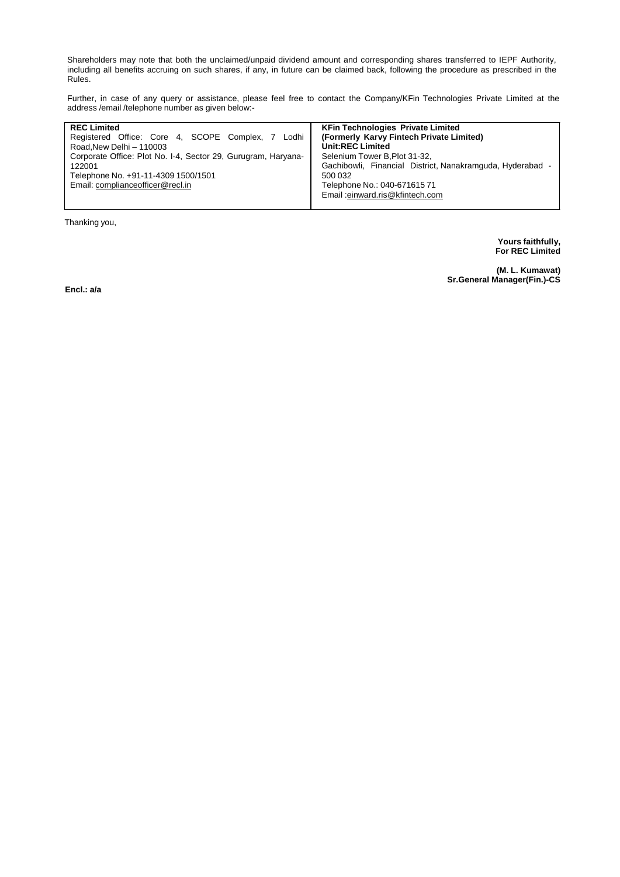Shareholders may note that both the unclaimed/unpaid dividend amount and corresponding shares transferred to IEPF Authority, including all benefits accruing on such shares, if any, in future can be claimed back, following the procedure as prescribed in the Rules.

Further, in case of any query or assistance, please feel free to contact the Company/KFin Technologies Private Limited at the address /email /telephone number as given below:-

| **REC Limited**<br>Registered Office: Core 4, SCOPE Complex, 7 Lodhi Road,New Delhi – 110003<br>Corporate Office: Plot No. I-4, Sector 29, Gurugram, Haryana-122001<br>Telephone No. +91-11-4309 1500/1501<br>Email: complianceofficer@recl.in | **KFin Technologies Private Limited**<br>**(Formerly Karvy Fintech Private Limited)**<br>**Unit:REC Limited**<br>Selenium Tower B,Plot 31-32,<br>Gachibowli, Financial District, Nanakramguda, Hyderabad - 500 032<br>Telephone No.: 040-671615 71<br>Email :einward.ris@kfintech.com |
|---|---|

Thanking you,

**Yours faithfully,**
**For REC Limited**

**(M. L. Kumawat)**
**Sr.General Manager(Fin.)-CS**

**Encl.: a/a**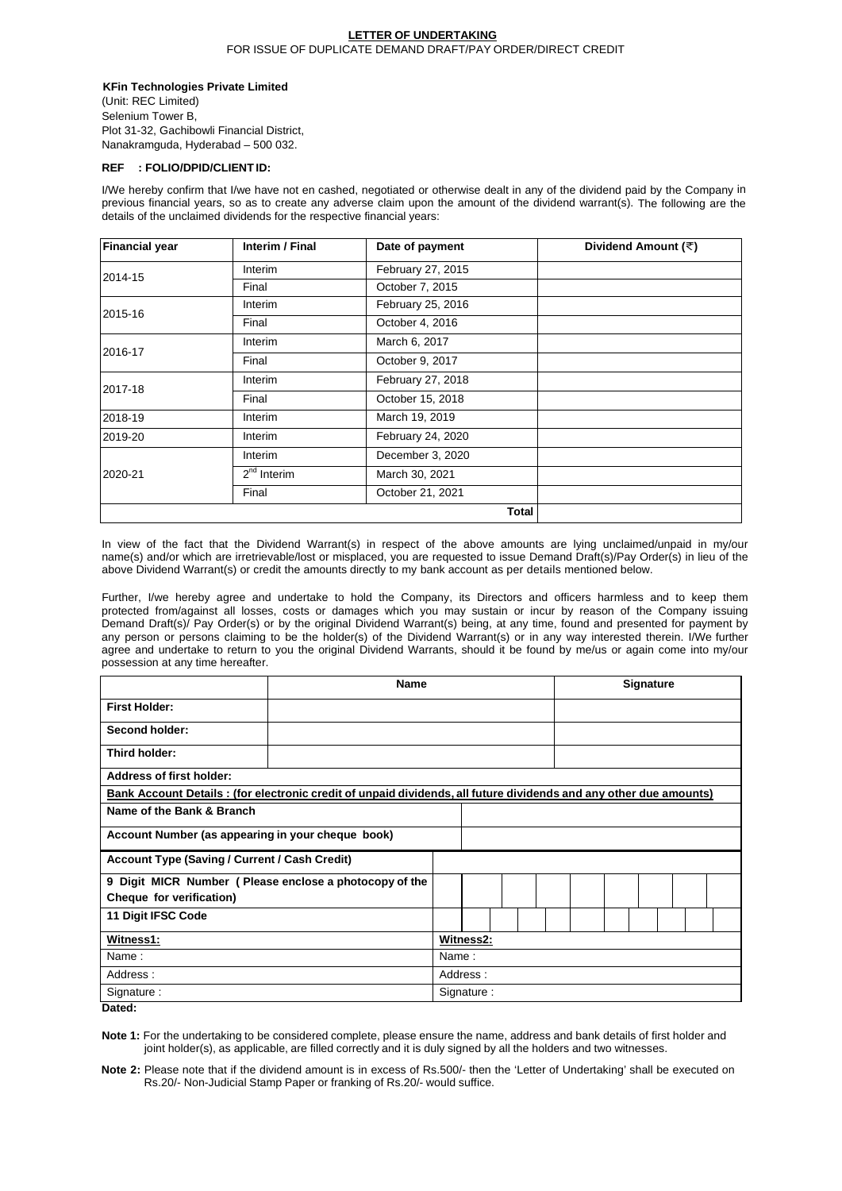## LETTER OF UNDERTAKING

FOR ISSUE OF DUPLICATE DEMAND DRAFT/PAY ORDER/DIRECT CREDIT

**KFin Technologies Private Limited**
(Unit: REC Limited)
Selenium Tower B,
Plot 31-32, Gachibowli Financial District,
Nanakramguda, Hyderabad – 500 032.

**REF : FOLIO/DPID/CLIENT ID:**

I/We hereby confirm that I/we have not en cashed, negotiated or otherwise dealt in any of the dividend paid by the Company in previous financial years, so as to create any adverse claim upon the amount of the dividend warrant(s). The following are the details of the unclaimed dividends for the respective financial years:

| Financial year | Interim / Final | Date of payment | Dividend Amount (₹) |
|---|---|---|---|
| 2014-15 | Interim | February 27, 2015 | |
| | Final | October 7, 2015 | |
| 2015-16 | Interim | February 25, 2016 | |
| | Final | October 4, 2016 | |
| 2016-17 | Interim | March 6, 2017 | |
| | Final | October 9, 2017 | |
| 2017-18 | Interim | February 27, 2018 | |
| | Final | October 15, 2018 | |
| 2018-19 | Interim | March 19, 2019 | |
| 2019-20 | Interim | February 24, 2020 | |
| 2020-21 | Interim | December 3, 2020 | |
| | 2nd Interim | March 30, 2021 | |
| | Final | October 21, 2021 | |
| | | **Total** | |

In view of the fact that the Dividend Warrant(s) in respect of the above amounts are lying unclaimed/unpaid in my/our name(s) and/or which are irretrievable/lost or misplaced, you are requested to issue Demand Draft(s)/Pay Order(s) in lieu of the above Dividend Warrant(s) or credit the amounts directly to my bank account as per details mentioned below.

Further, I/we hereby agree and undertake to hold the Company, its Directors and officers harmless and to keep them protected from/against all losses, costs or damages which you may sustain or incur by reason of the Company issuing Demand Draft(s)/ Pay Order(s) or by the original Dividend Warrant(s) being, at any time, found and presented for payment by any person or persons claiming to be the holder(s) of the Dividend Warrant(s) or in any way interested therein. I/We further agree and undertake to return to you the original Dividend Warrants, should it be found by me/us or again come into my/our possession at any time hereafter.

| | Name | Signature |
|---|---|---|
| **First Holder:** | | |
| **Second holder:** | | |
| **Third holder:** | | |

**Address of first holder:**

**Bank Account Details : (for electronic credit of unpaid dividends, all future dividends and any other due amounts)**

| | |
|---|---|
| **Name of the Bank & Branch** | |
| **Account Number (as appearing in your cheque book)** | |
| **Account Type (Saving / Current / Cash Credit)** | |
| **9 Digit MICR Number ( Please enclose a photocopy of the Cheque for verification)** | |
| **11 Digit IFSC Code** | |

| **Witness1:** | **Witness2:** |
|---|---|
| Name : | Name : |
| Address : | Address : |
| Signature : | Signature : |

**Dated:**

**Note 1:** For the undertaking to be considered complete, please ensure the name, address and bank details of first holder and joint holder(s), as applicable, are filled correctly and it is duly signed by all the holders and two witnesses.

**Note 2:** Please note that if the dividend amount is in excess of Rs.500/- then the 'Letter of Undertaking' shall be executed on Rs.20/- Non-Judicial Stamp Paper or franking of Rs.20/- would suffice.